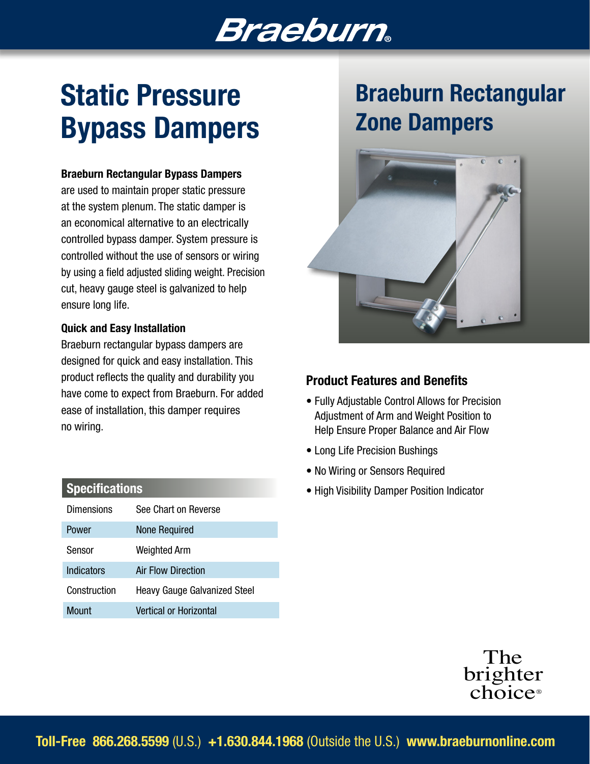# Braeburn

# Static Pressure Bypass Dampers

**Braeburn Rectangular Bypass Dampers** are used to maintain proper static pressure at the system plenum. The static damper is an economical alternative to an electrically controlled bypass damper. System pressure is controlled without the use of sensors or wiring by using a field adjusted sliding weight. Precision cut, heavy gauge steel is galvanized to help ensure long life.

**Quick and Easy Installation**

Braeburn rectangular bypass dampers are designed for quick and easy installation. This product reflects the quality and durability you have come to expect from Braeburn. For added ease of installation, this damper requires no wiring.

## Specifications

| | |
|---|---|
| Dimensions | See Chart on Reverse |
| Power | None Required |
| Sensor | Weighted Arm |
| Indicators | Air Flow Direction |
| Construction | Heavy Gauge Galvanized Steel |
| Mount | Vertical or Horizontal |

# Braeburn Rectangular Zone Dampers

### Product Features and Benefits

- Fully Adjustable Control Allows for Precision Adjustment of Arm and Weight Position to Help Ensure Proper Balance and Air Flow
- Long Life Precision Bushings
- No Wiring or Sensors Required
- High Visibility Damper Position Indicator

The brighter choice®

**Toll-Free 866.268.5599** (U.S.) **+1.630.844.1968** (Outside the U.S.) **www.braeburnonline.com**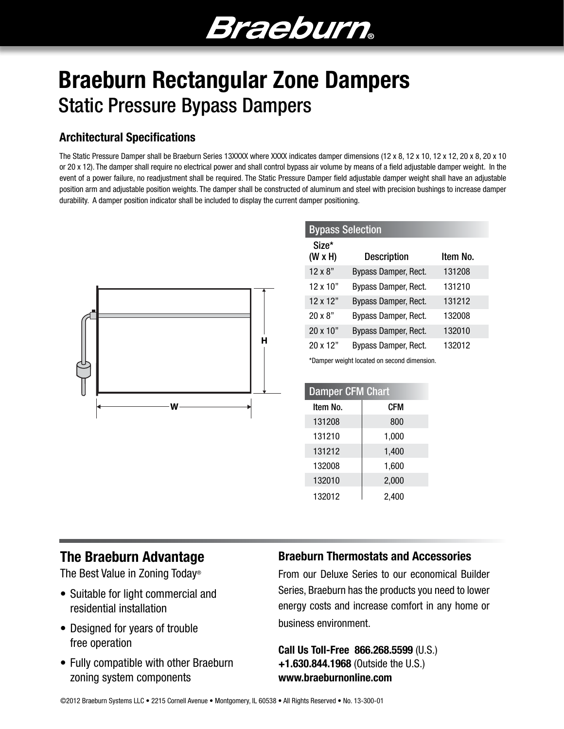# Braeburn Rectangular Zone Dampers

## Static Pressure Bypass Dampers

### Architectural Specifications

The Static Pressure Damper shall be Braeburn Series 13XXXX where XXXX indicates damper dimensions (12 x 8, 12 x 10, 12 x 12, 20 x 8, 20 x 10 or 20 x 12). The damper shall require no electrical power and shall control bypass air volume by means of a field adjustable damper weight. In the event of a power failure, no readjustment shall be required. The Static Pressure Damper field adjustable damper weight shall have an adjustable position arm and adjustable position weights. The damper shall be constructed of aluminum and steel with precision bushings to increase damper durability. A damper position indicator shall be included to display the current damper positioning.

H

W

### Bypass Selection

| Size* (W x H) | Description | Item No. |
|---|---|---|
| 12 x 8" | Bypass Damper, Rect. | 131208 |
| 12 x 10" | Bypass Damper, Rect. | 131210 |
| 12 x 12" | Bypass Damper, Rect. | 131212 |
| 20 x 8" | Bypass Damper, Rect. | 132008 |
| 20 x 10" | Bypass Damper, Rect. | 132010 |
| 20 x 12" | Bypass Damper, Rect. | 132012 |

*Damper weight located on second dimension.

### Damper CFM Chart

| Item No. | CFM |
|---|---|
| 131208 | 800 |
| 131210 | 1,000 |
| 131212 | 1,400 |
| 132008 | 1,600 |
| 132010 | 2,000 |
| 132012 | 2,400 |

## The Braeburn Advantage

The Best Value in Zoning Today®

- Suitable for light commercial and residential installation
- Designed for years of trouble free operation
- Fully compatible with other Braeburn zoning system components

## Braeburn Thermostats and Accessories

From our Deluxe Series to our economical Builder Series, Braeburn has the products you need to lower energy costs and increase comfort in any home or business environment.

**Call Us Toll-Free 866.268.5599** (U.S.)
**+1.630.844.1968** (Outside the U.S.)
**www.braeburnonline.com**

©2012 Braeburn Systems LLC • 2215 Cornell Avenue • Montgomery, IL 60538 • All Rights Reserved • No. 13-300-01